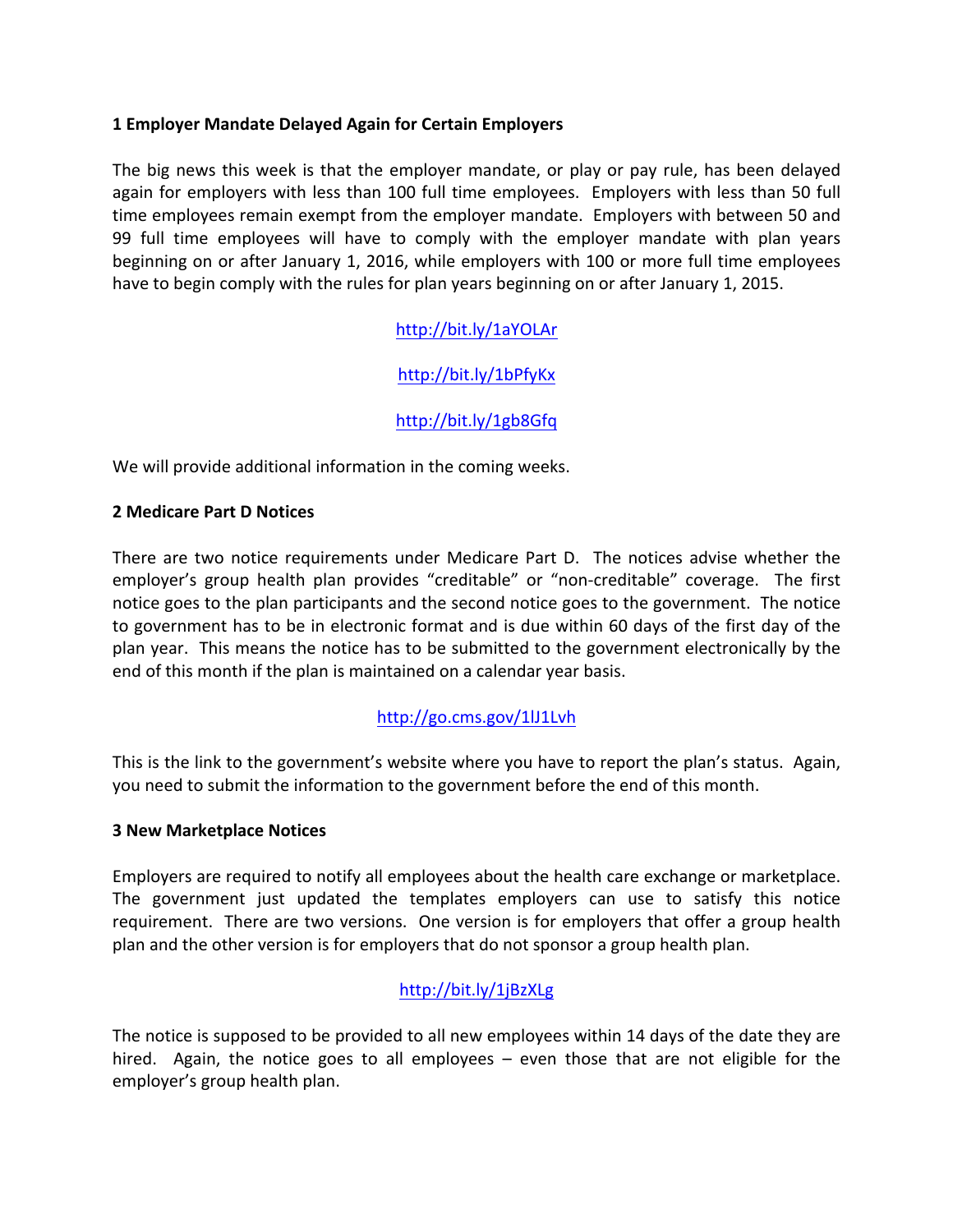**1 Employer Mandate Delayed Again for Certain Employers**

The big news this week is that the employer mandate, or play or pay rule, has been delayed again for employers with less than 100 full time employees. Employers with less than 50 full time employees remain exempt from the employer mandate. Employers with between 50 and 99 full time employees will have to comply with the employer mandate with plan years beginning on or after January 1, 2016, while employers with 100 or more full time employees have to begin comply with the rules for plan years beginning on or after January 1, 2015.

http://bit.ly/1aYOLAr

http://bit.ly/1bPfyKx

http://bit.ly/1gb8Gfq

We will provide additional information in the coming weeks.

**2 Medicare Part D Notices**

There are two notice requirements under Medicare Part D. The notices advise whether the employer's group health plan provides "creditable" or "non-creditable" coverage. The first notice goes to the plan participants and the second notice goes to the government. The notice to government has to be in electronic format and is due within 60 days of the first day of the plan year. This means the notice has to be submitted to the government electronically by the end of this month if the plan is maintained on a calendar year basis.

http://go.cms.gov/1lJ1Lvh

This is the link to the government's website where you have to report the plan's status. Again, you need to submit the information to the government before the end of this month.

**3 New Marketplace Notices**

Employers are required to notify all employees about the health care exchange or marketplace. The government just updated the templates employers can use to satisfy this notice requirement. There are two versions. One version is for employers that offer a group health plan and the other version is for employers that do not sponsor a group health plan.

http://bit.ly/1jBzXLg

The notice is supposed to be provided to all new employees within 14 days of the date they are hired. Again, the notice goes to all employees – even those that are not eligible for the employer's group health plan.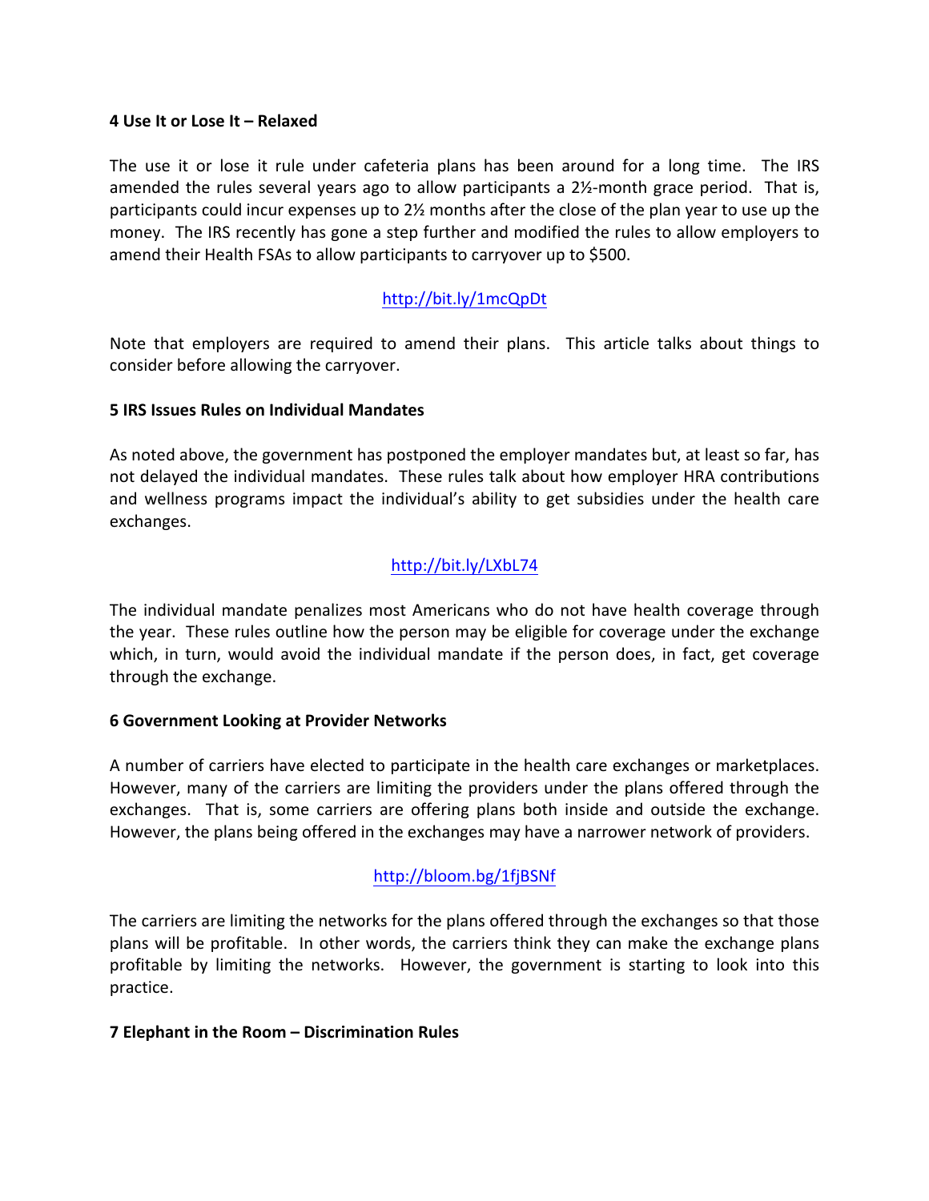**4 Use It or Lose It – Relaxed**

The use it or lose it rule under cafeteria plans has been around for a long time. The IRS amended the rules several years ago to allow participants a 2½-month grace period. That is, participants could incur expenses up to 2½ months after the close of the plan year to use up the money. The IRS recently has gone a step further and modified the rules to allow employers to amend their Health FSAs to allow participants to carryover up to $500.

http://bit.ly/1mcQpDt

Note that employers are required to amend their plans. This article talks about things to consider before allowing the carryover.

**5 IRS Issues Rules on Individual Mandates**

As noted above, the government has postponed the employer mandates but, at least so far, has not delayed the individual mandates. These rules talk about how employer HRA contributions and wellness programs impact the individual's ability to get subsidies under the health care exchanges.

http://bit.ly/LXbL74

The individual mandate penalizes most Americans who do not have health coverage through the year. These rules outline how the person may be eligible for coverage under the exchange which, in turn, would avoid the individual mandate if the person does, in fact, get coverage through the exchange.

**6 Government Looking at Provider Networks**

A number of carriers have elected to participate in the health care exchanges or marketplaces. However, many of the carriers are limiting the providers under the plans offered through the exchanges. That is, some carriers are offering plans both inside and outside the exchange. However, the plans being offered in the exchanges may have a narrower network of providers.

http://bloom.bg/1fjBSNf

The carriers are limiting the networks for the plans offered through the exchanges so that those plans will be profitable. In other words, the carriers think they can make the exchange plans profitable by limiting the networks. However, the government is starting to look into this practice.

**7 Elephant in the Room – Discrimination Rules**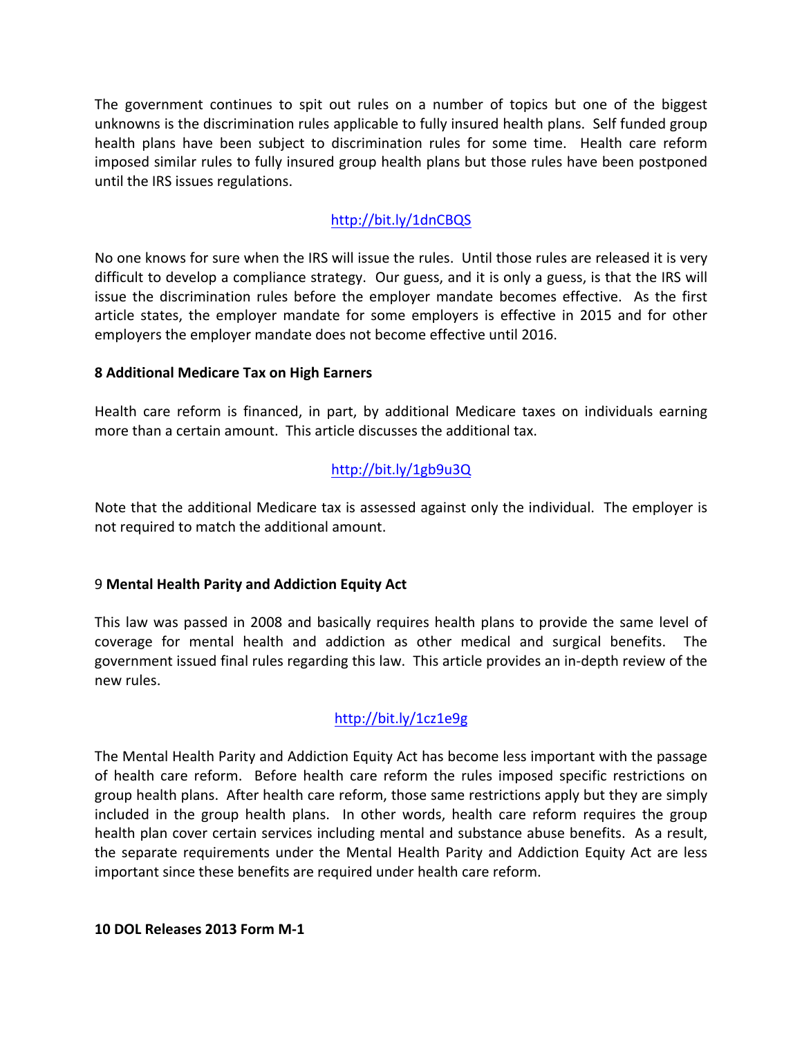The government continues to spit out rules on a number of topics but one of the biggest unknowns is the discrimination rules applicable to fully insured health plans. Self funded group health plans have been subject to discrimination rules for some time. Health care reform imposed similar rules to fully insured group health plans but those rules have been postponed until the IRS issues regulations.

http://bit.ly/1dnCBQS

No one knows for sure when the IRS will issue the rules. Until those rules are released it is very difficult to develop a compliance strategy. Our guess, and it is only a guess, is that the IRS will issue the discrimination rules before the employer mandate becomes effective. As the first article states, the employer mandate for some employers is effective in 2015 and for other employers the employer mandate does not become effective until 2016.

**8 Additional Medicare Tax on High Earners**

Health care reform is financed, in part, by additional Medicare taxes on individuals earning more than a certain amount. This article discusses the additional tax.

http://bit.ly/1gb9u3Q

Note that the additional Medicare tax is assessed against only the individual. The employer is not required to match the additional amount.

9 **Mental Health Parity and Addiction Equity Act**

This law was passed in 2008 and basically requires health plans to provide the same level of coverage for mental health and addiction as other medical and surgical benefits. The government issued final rules regarding this law. This article provides an in-depth review of the new rules.

http://bit.ly/1cz1e9g

The Mental Health Parity and Addiction Equity Act has become less important with the passage of health care reform. Before health care reform the rules imposed specific restrictions on group health plans. After health care reform, those same restrictions apply but they are simply included in the group health plans. In other words, health care reform requires the group health plan cover certain services including mental and substance abuse benefits. As a result, the separate requirements under the Mental Health Parity and Addiction Equity Act are less important since these benefits are required under health care reform.

**10 DOL Releases 2013 Form M-1**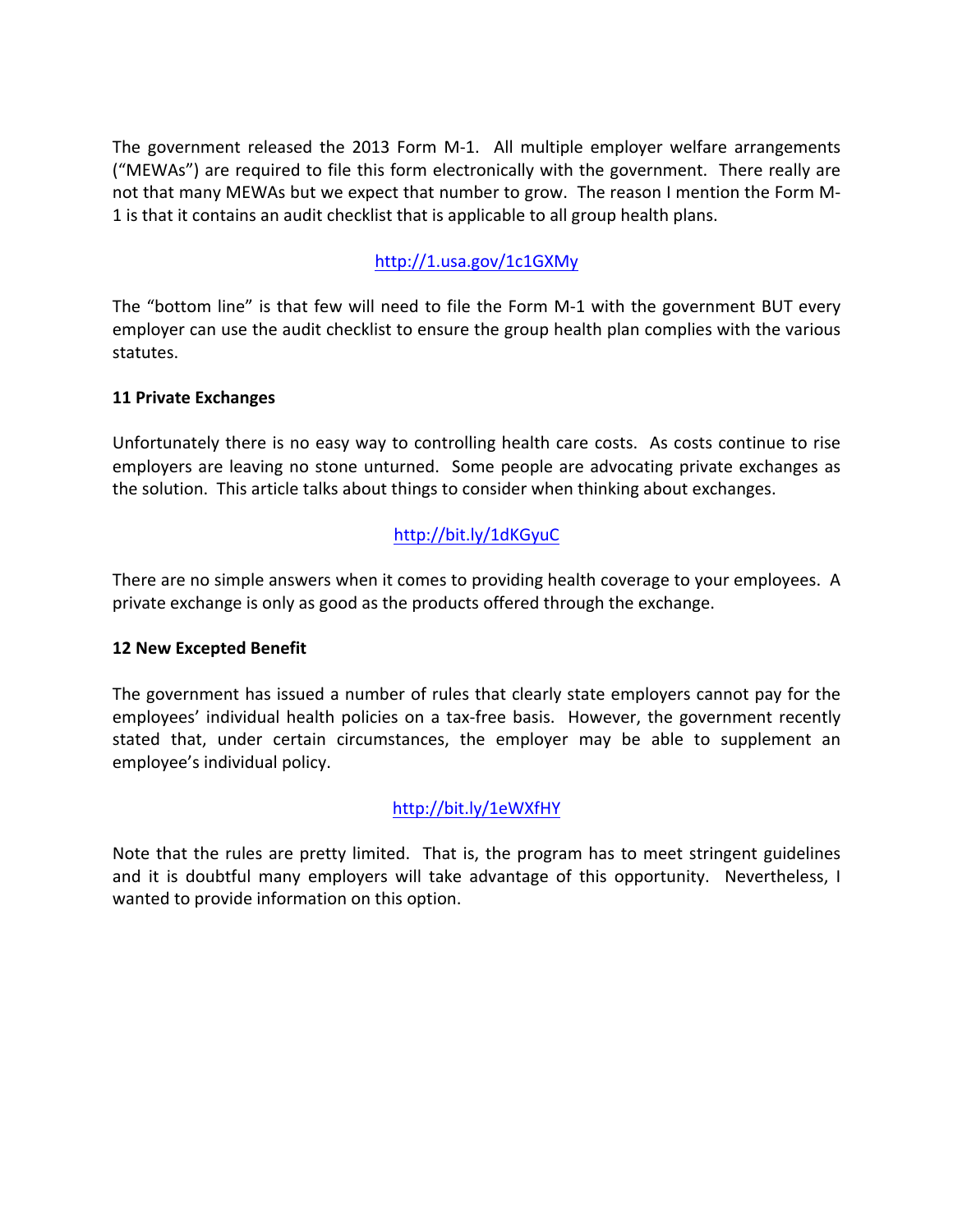The government released the 2013 Form M-1. All multiple employer welfare arrangements ("MEWAs") are required to file this form electronically with the government. There really are not that many MEWAs but we expect that number to grow. The reason I mention the Form M-1 is that it contains an audit checklist that is applicable to all group health plans.

http://1.usa.gov/1c1GXMy

The "bottom line" is that few will need to file the Form M-1 with the government BUT every employer can use the audit checklist to ensure the group health plan complies with the various statutes.

**11 Private Exchanges**

Unfortunately there is no easy way to controlling health care costs. As costs continue to rise employers are leaving no stone unturned. Some people are advocating private exchanges as the solution. This article talks about things to consider when thinking about exchanges.

http://bit.ly/1dKGyuC

There are no simple answers when it comes to providing health coverage to your employees. A private exchange is only as good as the products offered through the exchange.

**12 New Excepted Benefit**

The government has issued a number of rules that clearly state employers cannot pay for the employees' individual health policies on a tax-free basis. However, the government recently stated that, under certain circumstances, the employer may be able to supplement an employee's individual policy.

http://bit.ly/1eWXfHY

Note that the rules are pretty limited. That is, the program has to meet stringent guidelines and it is doubtful many employers will take advantage of this opportunity. Nevertheless, I wanted to provide information on this option.